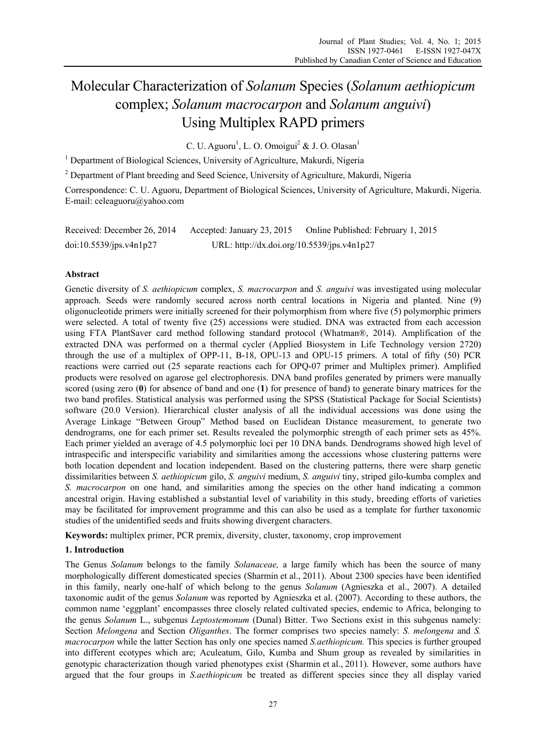# Molecular Characterization of *Solanum* Species (*Solanum aethiopicum* complex; *Solanum macrocarpon* and *Solanum anguivi*) Using Multiplex RAPD primers

C. U. Aguoru[1], L. O. Omoigui[2] & J. O. Olasan[1]

[1] Department of Biological Sciences, University of Agriculture, Makurdi, Nigeria

[2] Department of Plant breeding and Seed Science, University of Agriculture, Makurdi, Nigeria

Correspondence: C. U. Aguoru, Department of Biological Sciences, University of Agriculture, Makurdi, Nigeria. E-mail: celeaguoru@yahoo.com

Received: December 26, 2014 Accepted: January 23, 2015 Online Published: February 1, 2015

doi:10.5539/jps.v4n1p27 URL: http://dx.doi.org/10.5539/jps.v4n1p27

## Abstract

Genetic diversity of *S. aethiopicum* complex, *S. macrocarpon* and *S. anguivi* was investigated using molecular approach. Seeds were randomly secured across north central locations in Nigeria and planted. Nine (9) oligonucleotide primers were initially screened for their polymorphism from where five (5) polymorphic primers were selected. A total of twenty five (25) accessions were studied. DNA was extracted from each accession using FTA PlantSaver card method following standard protocol (Whatman®, 2014). Amplification of the extracted DNA was performed on a thermal cycler (Applied Biosystem in Life Technology version 2720) through the use of a multiplex of OPP-11, B-18, OPU-13 and OPU-15 primers. A total of fifty (50) PCR reactions were carried out (25 separate reactions each for OPQ-07 primer and Multiplex primer). Amplified products were resolved on agarose gel electrophoresis. DNA band profiles generated by primers were manually scored (using zero (**0**) for absence of band and one (**1**) for presence of band) to generate binary matrices for the two band profiles. Statistical analysis was performed using the SPSS (Statistical Package for Social Scientists) software (20.0 Version). Hierarchical cluster analysis of all the individual accessions was done using the Average Linkage "Between Group" Method based on Euclidean Distance measurement, to generate two dendrograms, one for each primer set. Results revealed the polymorphic strength of each primer sets as 45%. Each primer yielded an average of 4.5 polymorphic loci per 10 DNA bands. Dendrograms showed high level of intraspecific and interspecific variability and similarities among the accessions whose clustering patterns were both location dependent and location independent. Based on the clustering patterns, there were sharp genetic dissimilarities between *S. aethiopicum* gilo, *S. anguivi* medium, *S. anguivi* tiny, striped gilo-kumba complex and *S. macrocarpon* on one hand, and similarities among the species on the other hand indicating a common ancestral origin. Having established a substantial level of variability in this study, breeding efforts of varieties may be facilitated for improvement programme and this can also be used as a template for further taxonomic studies of the unidentified seeds and fruits showing divergent characters.

**Keywords:** multiplex primer, PCR premix, diversity, cluster, taxonomy, crop improvement

## 1. Introduction

The Genus *Solanum* belongs to the family *Solanaceae,* a large family which has been the source of many morphologically different domesticated species (Sharmin et al., 2011). About 2300 species have been identified in this family, nearly one-half of which belong to the genus *Solanum* (Agnieszka et al., 2007). A detailed taxonomic audit of the genus *Solanum* was reported by Agnieszka et al. (2007). According to these authors, the common name 'eggplant' encompasses three closely related cultivated species, endemic to Africa, belonging to the genus *Solanum* L., subgenus *Leptostemonum* (Dunal) Bitter. Two Sections exist in this subgenus namely: Section *Melongena* and Section *Oliganthes*. The former comprises two species namely: *S. melongena* and *S. macrocarpon* while the latter Section has only one species named *S.aethiopicum.* This species is further grouped into different ecotypes which are; Aculeatum, Gilo, Kumba and Shum group as revealed by similarities in genotypic characterization though varied phenotypes exist (Sharmin et al., 2011). However, some authors have argued that the four groups in *S.aethiopicum* be treated as different species since they all display varied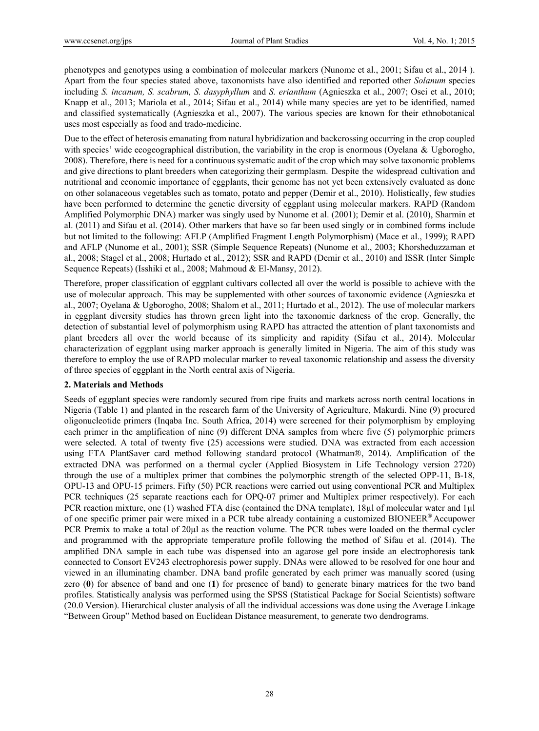phenotypes and genotypes using a combination of molecular markers (Nunome et al., 2001; Sifau et al., 2014 ). Apart from the four species stated above, taxonomists have also identified and reported other *Solanum* species including *S. incanum, S. scabrum, S. dasyphyllum* and *S. erianthum* (Agnieszka et al., 2007; Osei et al., 2010; Knapp et al., 2013; Mariola et al., 2014; Sifau et al., 2014) while many species are yet to be identified, named and classified systematically (Agnieszka et al., 2007). The various species are known for their ethnobotanical uses most especially as food and trado-medicine.

Due to the effect of heterosis emanating from natural hybridization and backcrossing occurring in the crop coupled with species' wide ecogeographical distribution, the variability in the crop is enormous (Oyelana & Ugborogho, 2008). Therefore, there is need for a continuous systematic audit of the crop which may solve taxonomic problems and give directions to plant breeders when categorizing their germplasm. Despite the widespread cultivation and nutritional and economic importance of eggplants, their genome has not yet been extensively evaluated as done on other solanaceous vegetables such as tomato, potato and pepper (Demir et al., 2010). Holistically, few studies have been performed to determine the genetic diversity of eggplant using molecular markers. RAPD (Random Amplified Polymorphic DNA) marker was singly used by Nunome et al. (2001); Demir et al. (2010), Sharmin et al. (2011) and Sifau et al. (2014). Other markers that have so far been used singly or in combined forms include but not limited to the following: AFLP (Amplified Fragment Length Polymorphism) (Mace et al., 1999); RAPD and AFLP (Nunome et al., 2001); SSR (Simple Sequence Repeats) (Nunome et al., 2003; Khorsheduzzaman et al., 2008; Stagel et al., 2008; Hurtado et al., 2012); SSR and RAPD (Demir et al., 2010) and ISSR (Inter Simple Sequence Repeats) (Isshiki et al., 2008; Mahmoud & El-Mansy, 2012).

Therefore, proper classification of eggplant cultivars collected all over the world is possible to achieve with the use of molecular approach. This may be supplemented with other sources of taxonomic evidence (Agnieszka et al., 2007; Oyelana & Ugborogho, 2008; Shalom et al., 2011; Hurtado et al., 2012). The use of molecular markers in eggplant diversity studies has thrown green light into the taxonomic darkness of the crop. Generally, the detection of substantial level of polymorphism using RAPD has attracted the attention of plant taxonomists and plant breeders all over the world because of its simplicity and rapidity (Sifau et al., 2014). Molecular characterization of eggplant using marker approach is generally limited in Nigeria. The aim of this study was therefore to employ the use of RAPD molecular marker to reveal taxonomic relationship and assess the diversity of three species of eggplant in the North central axis of Nigeria.

## 2. Materials and Methods

Seeds of eggplant species were randomly secured from ripe fruits and markets across north central locations in Nigeria (Table 1) and planted in the research farm of the University of Agriculture, Makurdi. Nine (9) procured oligonucleotide primers (Inqaba Inc. South Africa, 2014) were screened for their polymorphism by employing each primer in the amplification of nine (9) different DNA samples from where five (5) polymorphic primers were selected. A total of twenty five (25) accessions were studied. DNA was extracted from each accession using FTA PlantSaver card method following standard protocol (Whatman®, 2014). Amplification of the extracted DNA was performed on a thermal cycler (Applied Biosystem in Life Technology version 2720) through the use of a multiplex primer that combines the polymorphic strength of the selected OPP-11, B-18, OPU-13 and OPU-15 primers. Fifty (50) PCR reactions were carried out using conventional PCR and Multiplex PCR techniques (25 separate reactions each for OPQ-07 primer and Multiplex primer respectively). For each PCR reaction mixture, one (1) washed FTA disc (contained the DNA template), 18µl of molecular water and 1µl of one specific primer pair were mixed in a PCR tube already containing a customized BIONEER® Accupower PCR Premix to make a total of 20µl as the reaction volume. The PCR tubes were loaded on the thermal cycler and programmed with the appropriate temperature profile following the method of Sifau et al. (2014). The amplified DNA sample in each tube was dispensed into an agarose gel pore inside an electrophoresis tank connected to Consort EV243 electrophoresis power supply. DNAs were allowed to be resolved for one hour and viewed in an illuminating chamber. DNA band profile generated by each primer was manually scored (using zero (**0**) for absence of band and one (**1**) for presence of band) to generate binary matrices for the two band profiles. Statistically analysis was performed using the SPSS (Statistical Package for Social Scientists) software (20.0 Version). Hierarchical cluster analysis of all the individual accessions was done using the Average Linkage "Between Group" Method based on Euclidean Distance measurement, to generate two dendrograms.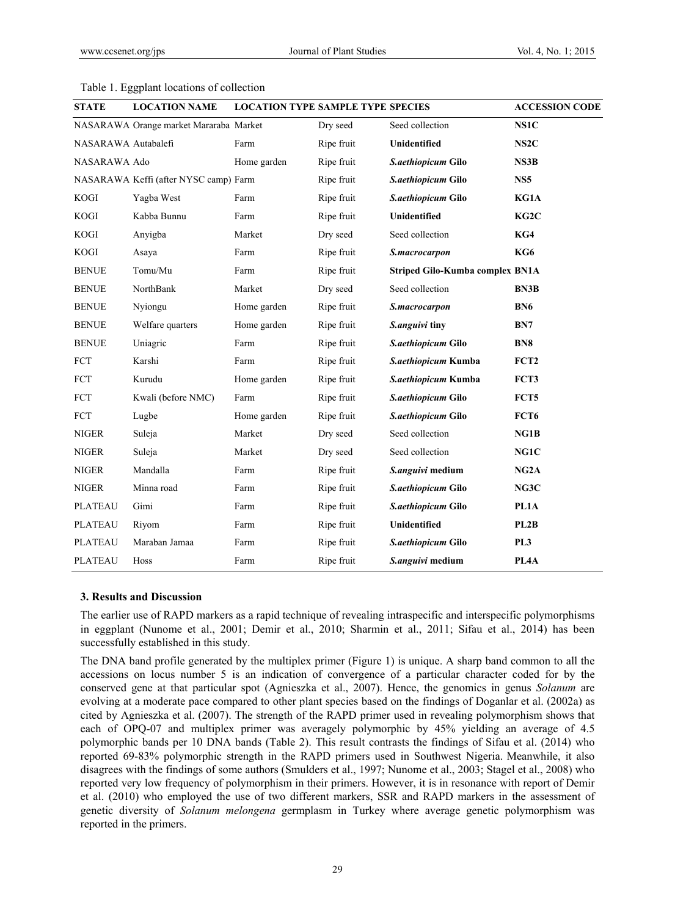Table 1. Eggplant locations of collection

| STATE | LOCATION NAME | LOCATION TYPE | SAMPLE TYPE | SPECIES | ACCESSION CODE |
|---|---|---|---|---|---|
| NASARAWA | Orange market Mararaba | Market | Dry seed | Seed collection | **NS1C** |
| NASARAWA | Autabalefi | Farm | Ripe fruit | **Unidentified** | **NS2C** |
| NASARAWA | Ado | Home garden | Ripe fruit | ***S.aethiopicum* Gilo** | **NS3B** |
| NASARAWA | Keffi (after NYSC camp) | Farm | Ripe fruit | ***S.aethiopicum* Gilo** | **NS5** |
| KOGI | Yagba West | Farm | Ripe fruit | ***S.aethiopicum* Gilo** | **KG1A** |
| KOGI | Kabba Bunnu | Farm | Ripe fruit | **Unidentified** | **KG2C** |
| KOGI | Anyigba | Market | Dry seed | Seed collection | **KG4** |
| KOGI | Asaya | Farm | Ripe fruit | ***S.macrocarpon*** | **KG6** |
| BENUE | Tomu/Mu | Farm | Ripe fruit | **Striped Gilo-Kumba complex** | **BN1A** |
| BENUE | NorthBank | Market | Dry seed | Seed collection | **BN3B** |
| BENUE | Nyiongu | Home garden | Ripe fruit | ***S.macrocarpon*** | **BN6** |
| BENUE | Welfare quarters | Home garden | Ripe fruit | ***S.anguivi* tiny** | **BN7** |
| BENUE | Uniagric | Farm | Ripe fruit | ***S.aethiopicum* Gilo** | **BN8** |
| FCT | Karshi | Farm | Ripe fruit | ***S.aethiopicum* Kumba** | **FCT2** |
| FCT | Kurudu | Home garden | Ripe fruit | ***S.aethiopicum* Kumba** | **FCT3** |
| FCT | Kwali (before NMC) | Farm | Ripe fruit | ***S.aethiopicum* Gilo** | **FCT5** |
| FCT | Lugbe | Home garden | Ripe fruit | ***S.aethiopicum* Gilo** | **FCT6** |
| NIGER | Suleja | Market | Dry seed | Seed collection | **NG1B** |
| NIGER | Suleja | Market | Dry seed | Seed collection | **NG1C** |
| NIGER | Mandalla | Farm | Ripe fruit | ***S.anguivi* medium** | **NG2A** |
| NIGER | Minna road | Farm | Ripe fruit | ***S.aethiopicum* Gilo** | **NG3C** |
| PLATEAU | Gimi | Farm | Ripe fruit | ***S.aethiopicum* Gilo** | **PL1A** |
| PLATEAU | Riyom | Farm | Ripe fruit | **Unidentified** | **PL2B** |
| PLATEAU | Maraban Jamaa | Farm | Ripe fruit | ***S.aethiopicum* Gilo** | **PL3** |
| PLATEAU | Hoss | Farm | Ripe fruit | ***S.anguivi* medium** | **PL4A** |

## 3. Results and Discussion

The earlier use of RAPD markers as a rapid technique of revealing intraspecific and interspecific polymorphisms in eggplant (Nunome et al., 2001; Demir et al., 2010; Sharmin et al., 2011; Sifau et al., 2014) has been successfully established in this study.

The DNA band profile generated by the multiplex primer (Figure 1) is unique. A sharp band common to all the accessions on locus number 5 is an indication of convergence of a particular character coded for by the conserved gene at that particular spot (Agnieszka et al., 2007). Hence, the genomics in genus *Solanum* are evolving at a moderate pace compared to other plant species based on the findings of Doganlar et al. (2002a) as cited by Agnieszka et al. (2007). The strength of the RAPD primer used in revealing polymorphism shows that each of OPQ-07 and multiplex primer was averagely polymorphic by 45% yielding an average of 4.5 polymorphic bands per 10 DNA bands (Table 2). This result contrasts the findings of Sifau et al. (2014) who reported 69-83% polymorphic strength in the RAPD primers used in Southwest Nigeria. Meanwhile, it also disagrees with the findings of some authors (Smulders et al., 1997; Nunome et al., 2003; Stagel et al., 2008) who reported very low frequency of polymorphism in their primers. However, it is in resonance with report of Demir et al. (2010) who employed the use of two different markers, SSR and RAPD markers in the assessment of genetic diversity of *Solanum melongena* germplasm in Turkey where average genetic polymorphism was reported in the primers.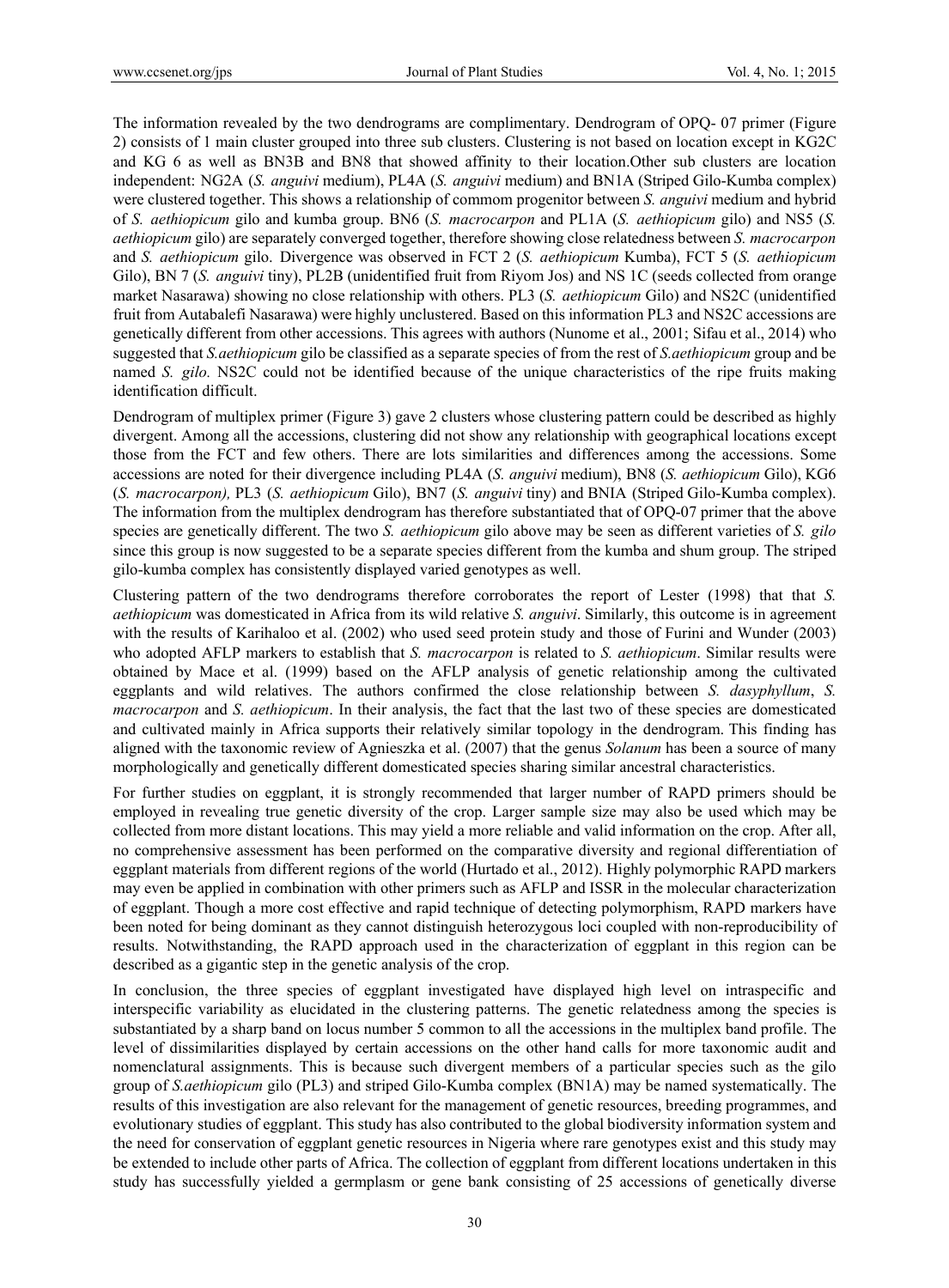The information revealed by the two dendrograms are complimentary. Dendrogram of OPQ- 07 primer (Figure 2) consists of 1 main cluster grouped into three sub clusters. Clustering is not based on location except in KG2C and KG 6 as well as BN3B and BN8 that showed affinity to their location.Other sub clusters are location independent: NG2A (*S. anguivi* medium), PL4A (*S. anguivi* medium) and BN1A (Striped Gilo-Kumba complex) were clustered together. This shows a relationship of commom progenitor between *S. anguivi* medium and hybrid of *S. aethiopicum* gilo and kumba group. BN6 (*S. macrocarpon* and PL1A (*S. aethiopicum* gilo) and NS5 (*S. aethiopicum* gilo) are separately converged together, therefore showing close relatedness between *S. macrocarpon* and *S. aethiopicum* gilo. Divergence was observed in FCT 2 (*S. aethiopicum* Kumba), FCT 5 (*S. aethiopicum* Gilo), BN 7 (*S. anguivi* tiny), PL2B (unidentified fruit from Riyom Jos) and NS 1C (seeds collected from orange market Nasarawa) showing no close relationship with others. PL3 (*S. aethiopicum* Gilo) and NS2C (unidentified fruit from Autabalefi Nasarawa) were highly unclustered. Based on this information PL3 and NS2C accessions are genetically different from other accessions. This agrees with authors (Nunome et al., 2001; Sifau et al., 2014) who suggested that *S.aethiopicum* gilo be classified as a separate species of from the rest of *S.aethiopicum* group and be named *S. gilo.* NS2C could not be identified because of the unique characteristics of the ripe fruits making identification difficult.

Dendrogram of multiplex primer (Figure 3) gave 2 clusters whose clustering pattern could be described as highly divergent. Among all the accessions, clustering did not show any relationship with geographical locations except those from the FCT and few others. There are lots similarities and differences among the accessions. Some accessions are noted for their divergence including PL4A (*S. anguivi* medium), BN8 (*S. aethiopicum* Gilo), KG6 (*S. macrocarpon),* PL3 (*S. aethiopicum* Gilo), BN7 (*S. anguivi* tiny) and BNIA (Striped Gilo-Kumba complex). The information from the multiplex dendrogram has therefore substantiated that of OPQ-07 primer that the above species are genetically different. The two *S. aethiopicum* gilo above may be seen as different varieties of *S. gilo* since this group is now suggested to be a separate species different from the kumba and shum group. The striped gilo-kumba complex has consistently displayed varied genotypes as well.

Clustering pattern of the two dendrograms therefore corroborates the report of Lester (1998) that that *S. aethiopicum* was domesticated in Africa from its wild relative *S. anguivi*. Similarly, this outcome is in agreement with the results of Karihaloo et al. (2002) who used seed protein study and those of Furini and Wunder (2003) who adopted AFLP markers to establish that *S. macrocarpon* is related to *S. aethiopicum*. Similar results were obtained by Mace et al. (1999) based on the AFLP analysis of genetic relationship among the cultivated eggplants and wild relatives. The authors confirmed the close relationship between *S. dasyphyllum*, *S. macrocarpon* and *S. aethiopicum*. In their analysis, the fact that the last two of these species are domesticated and cultivated mainly in Africa supports their relatively similar topology in the dendrogram. This finding has aligned with the taxonomic review of Agnieszka et al. (2007) that the genus *Solanum* has been a source of many morphologically and genetically different domesticated species sharing similar ancestral characteristics.

For further studies on eggplant, it is strongly recommended that larger number of RAPD primers should be employed in revealing true genetic diversity of the crop. Larger sample size may also be used which may be collected from more distant locations. This may yield a more reliable and valid information on the crop. After all, no comprehensive assessment has been performed on the comparative diversity and regional differentiation of eggplant materials from different regions of the world (Hurtado et al., 2012). Highly polymorphic RAPD markers may even be applied in combination with other primers such as AFLP and ISSR in the molecular characterization of eggplant. Though a more cost effective and rapid technique of detecting polymorphism, RAPD markers have been noted for being dominant as they cannot distinguish heterozygous loci coupled with non-reproducibility of results. Notwithstanding, the RAPD approach used in the characterization of eggplant in this region can be described as a gigantic step in the genetic analysis of the crop.

In conclusion, the three species of eggplant investigated have displayed high level on intraspecific and interspecific variability as elucidated in the clustering patterns. The genetic relatedness among the species is substantiated by a sharp band on locus number 5 common to all the accessions in the multiplex band profile. The level of dissimilarities displayed by certain accessions on the other hand calls for more taxonomic audit and nomenclatural assignments. This is because such divergent members of a particular species such as the gilo group of *S.aethiopicum* gilo (PL3) and striped Gilo-Kumba complex (BN1A) may be named systematically. The results of this investigation are also relevant for the management of genetic resources, breeding programmes, and evolutionary studies of eggplant. This study has also contributed to the global biodiversity information system and the need for conservation of eggplant genetic resources in Nigeria where rare genotypes exist and this study may be extended to include other parts of Africa. The collection of eggplant from different locations undertaken in this study has successfully yielded a germplasm or gene bank consisting of 25 accessions of genetically diverse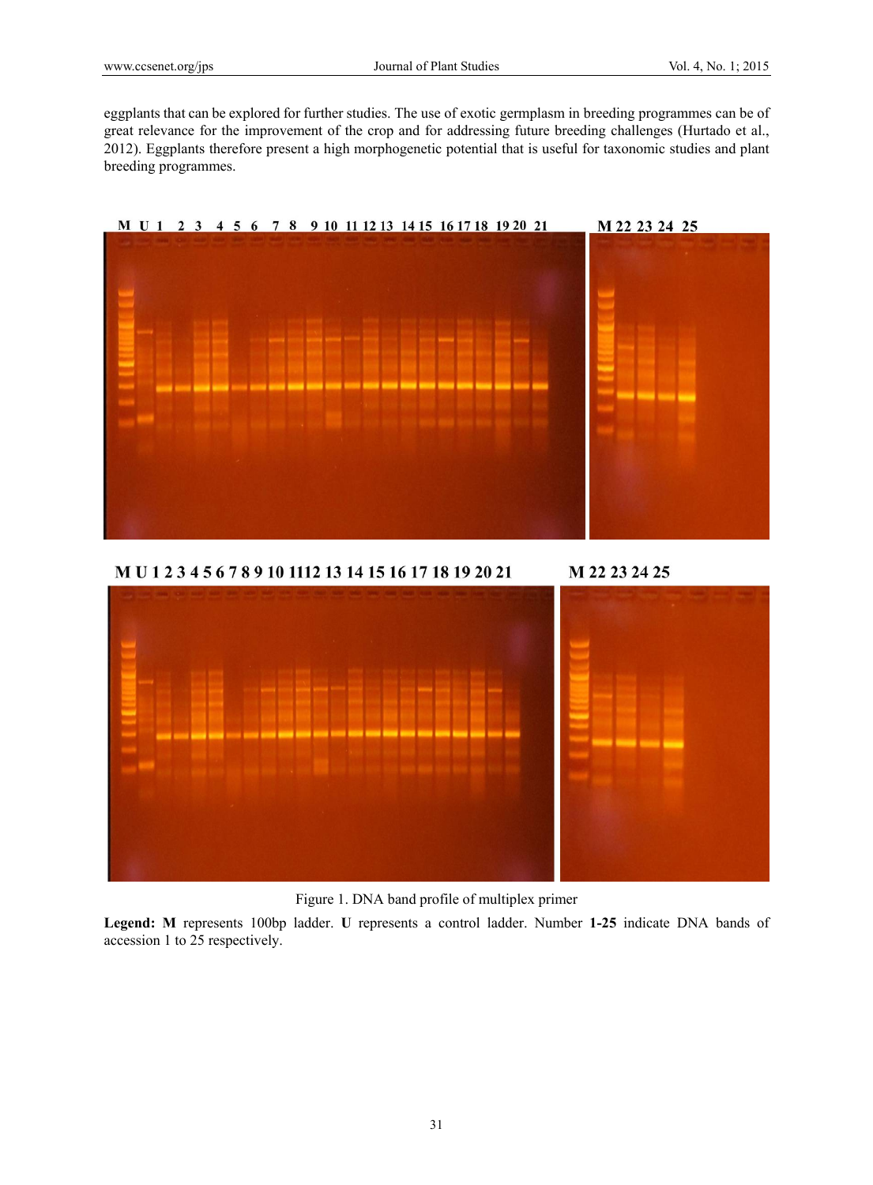eggplants that can be explored for further studies. The use of exotic germplasm in breeding programmes can be of great relevance for the improvement of the crop and for addressing future breeding challenges (Hurtado et al., 2012). Eggplants therefore present a high morphogenetic potential that is useful for taxonomic studies and plant breeding programmes.

Figure 1. DNA band profile of multiplex primer

**Legend: M** represents 100bp ladder. **U** represents a control ladder. Number **1-25** indicate DNA bands of accession 1 to 25 respectively.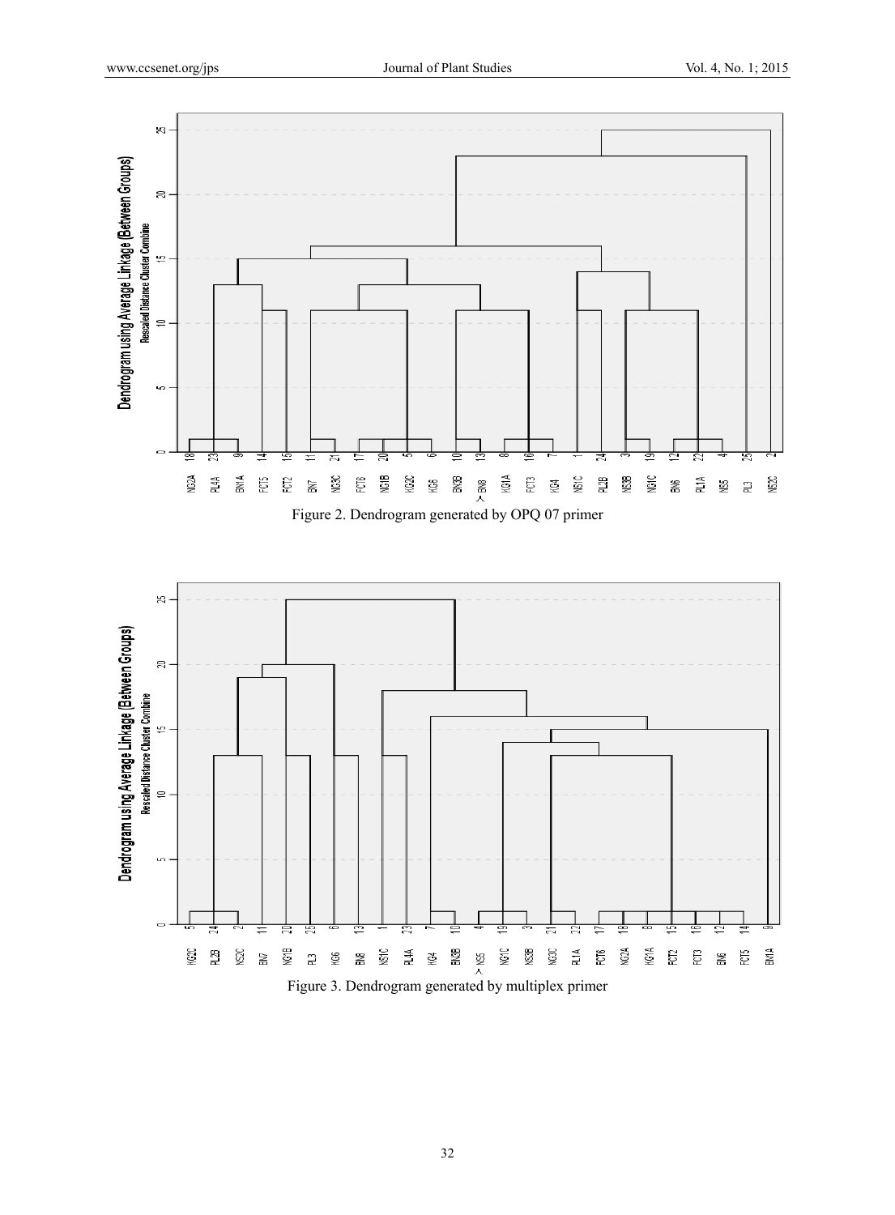Figure 2. Dendrogram generated by OPQ 07 primer

Figure 3. Dendrogram generated by multiplex primer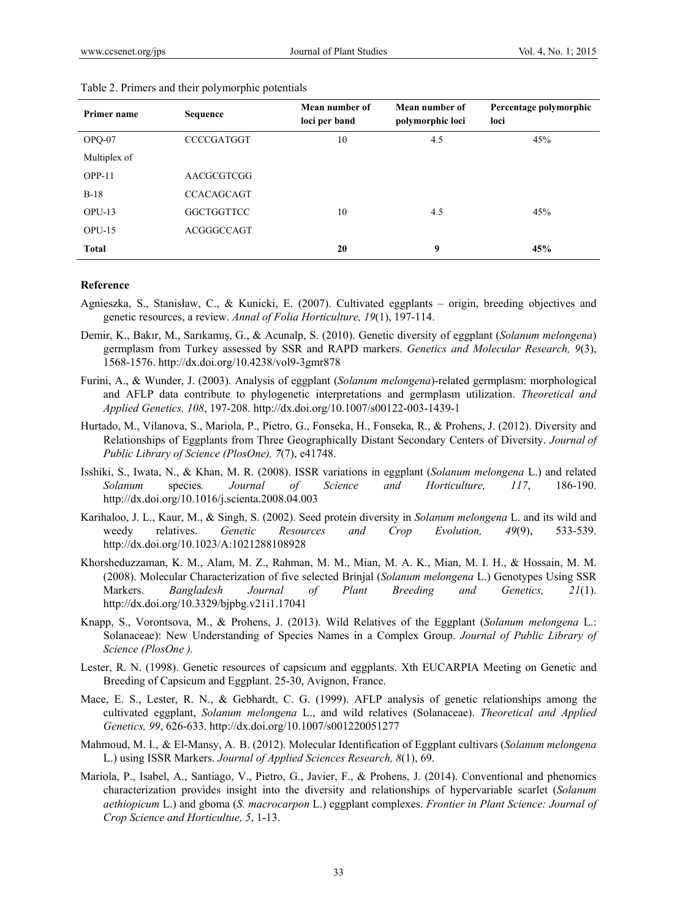Table 2. Primers and their polymorphic potentials

| Primer name | Sequence | Mean number of loci per band | Mean number of polymorphic loci | Percentage polymorphic loci |
|---|---|---|---|---|
| OPQ-07 | CCCCGATGGT | 10 | 4.5 | 45% |
| Multiplex of | | | | |
| OPP-11 | AACGCGTCGG | | | |
| B-18 | CCACAGCAGT | | | |
| OPU-13 | GGCTGGTTCC | 10 | 4.5 | 45% |
| OPU-15 | ACGGGCCAGT | | | |
| **Total** | | **20** | **9** | **45%** |

## Reference

Agnieszka, S., Stanisław, C., & Kunicki, E. (2007). Cultivated eggplants – origin, breeding objectives and genetic resources, a review. *Annal of Folia Horticulture, 19*(1), 197-114.

Demir, K., Bakır, M., Sarıkamış, G., & Acunalp, S. (2010). Genetic diversity of eggplant (*Solanum melongena*) germplasm from Turkey assessed by SSR and RAPD markers. *Genetics and Molecular Research, 9*(3), 1568-1576. http://dx.doi.org/10.4238/vol9-3gmr878

Furini, A., & Wunder, J. (2003). Analysis of eggplant (*Solanum melongena*)-related germplasm: morphological and AFLP data contribute to phylogenetic interpretations and germplasm utilization. *Theoretical and Applied Genetics, 108*, 197-208. http://dx.doi.org/10.1007/s00122-003-1439-1

Hurtado, M., Vilanova, S., Mariola, P., Pietro, G., Fonseka, H., Fonseka, R., & Prohens, J. (2012). Diversity and Relationships of Eggplants from Three Geographically Distant Secondary Centers of Diversity. *Journal of Public Library of Science (PlosOne), 7*(7), e41748.

Isshiki, S., Iwata, N., & Khan, M. R. (2008). ISSR variations in eggplant (*Solanum melongena* L.) and related *Solanum* species*. Journal of Science and Horticulture, 117*, 186-190. http://dx.doi.org/10.1016/j.scienta.2008.04.003

Karihaloo, J. L., Kaur, M., & Singh, S. (2002). Seed protein diversity in *Solanum melongena* L. and its wild and weedy relatives. *Genetic Resources and Crop Evolution, 49*(9), 533-539. http://dx.doi.org/10.1023/A:1021288108928

Khorsheduzzaman, K. M., Alam, M. Z., Rahman, M. M., Mian, M. A. K., Mian, M. I. H., & Hossain, M. M. (2008). Molecular Characterization of five selected Brinjal (*Solanum melongena* L.) Genotypes Using SSR Markers. *Bangladesh Journal of Plant Breeding and Genetics, 21*(1). http://dx.doi.org/10.3329/bjpbg.v21i1.17041

Knapp, S., Vorontsova, M., & Prohens, J. (2013). Wild Relatives of the Eggplant (*Solanum melongena* L.: Solanaceae): New Understanding of Species Names in a Complex Group. *Journal of Public Library of Science (PlosOne ).*

Lester, R. N. (1998). Genetic resources of capsicum and eggplants. Xth EUCARPIA Meeting on Genetic and Breeding of Capsicum and Eggplant. 25-30, Avignon, France.

Mace, E. S., Lester, R. N., & Gebhardt, C. G. (1999). AFLP analysis of genetic relationships among the cultivated eggplant, *Solanum melongena* L., and wild relatives (Solanaceae). *Theoretical and Applied Genetics, 99*, 626-633. http://dx.doi.org/10.1007/s001220051277

Mahmoud, M. I., & El-Mansy, A. B. (2012). Molecular Identification of Eggplant cultivars (*Solanum melongena* L.) using ISSR Markers. *Journal of Applied Sciences Research, 8*(1), 69.

Mariola, P., Isabel, A., Santiago, V., Pietro, G., Javier, F., & Prohens, J. (2014). Conventional and phenomics characterization provides insight into the diversity and relationships of hypervariable scarlet (*Solanum aethiopicum* L.) and gboma (*S. macrocarpon* L.) eggplant complexes. *Frontier in Plant Science: Journal of Crop Science and Horticultue, 5*, 1-13.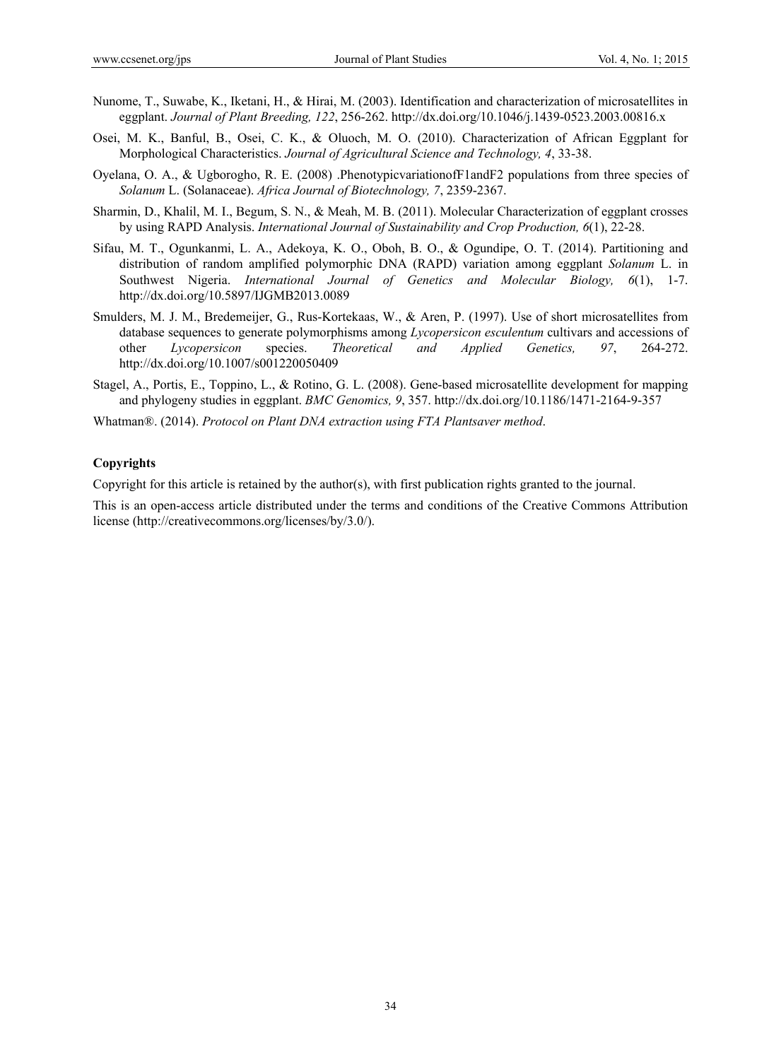Nunome, T., Suwabe, K., Iketani, H., & Hirai, M. (2003). Identification and characterization of microsatellites in eggplant. *Journal of Plant Breeding, 122*, 256-262. http://dx.doi.org/10.1046/j.1439-0523.2003.00816.x

Osei, M. K., Banful, B., Osei, C. K., & Oluoch, M. O. (2010). Characterization of African Eggplant for Morphological Characteristics. *Journal of Agricultural Science and Technology, 4*, 33-38.

Oyelana, O. A., & Ugborogho, R. E. (2008) .PhenotypicvariationofF1andF2 populations from three species of *Solanum* L. (Solanaceae). *Africa Journal of Biotechnology, 7*, 2359-2367.

Sharmin, D., Khalil, M. I., Begum, S. N., & Meah, M. B. (2011). Molecular Characterization of eggplant crosses by using RAPD Analysis. *International Journal of Sustainability and Crop Production, 6*(1), 22-28.

Sifau, M. T., Ogunkanmi, L. A., Adekoya, K. O., Oboh, B. O., & Ogundipe, O. T. (2014). Partitioning and distribution of random amplified polymorphic DNA (RAPD) variation among eggplant *Solanum* L. in Southwest Nigeria. *International Journal of Genetics and Molecular Biology, 6*(1), 1-7. http://dx.doi.org/10.5897/IJGMB2013.0089

Smulders, M. J. M., Bredemeijer, G., Rus-Kortekaas, W., & Aren, P. (1997). Use of short microsatellites from database sequences to generate polymorphisms among *Lycopersicon esculentum* cultivars and accessions of other *Lycopersicon* species. *Theoretical and Applied Genetics, 97*, 264-272. http://dx.doi.org/10.1007/s001220050409

Stagel, A., Portis, E., Toppino, L., & Rotino, G. L. (2008). Gene-based microsatellite development for mapping and phylogeny studies in eggplant. *BMC Genomics, 9*, 357. http://dx.doi.org/10.1186/1471-2164-9-357

Whatman®. (2014). *Protocol on Plant DNA extraction using FTA Plantsaver method*.

**Copyrights**

Copyright for this article is retained by the author(s), with first publication rights granted to the journal.

This is an open-access article distributed under the terms and conditions of the Creative Commons Attribution license (http://creativecommons.org/licenses/by/3.0/).